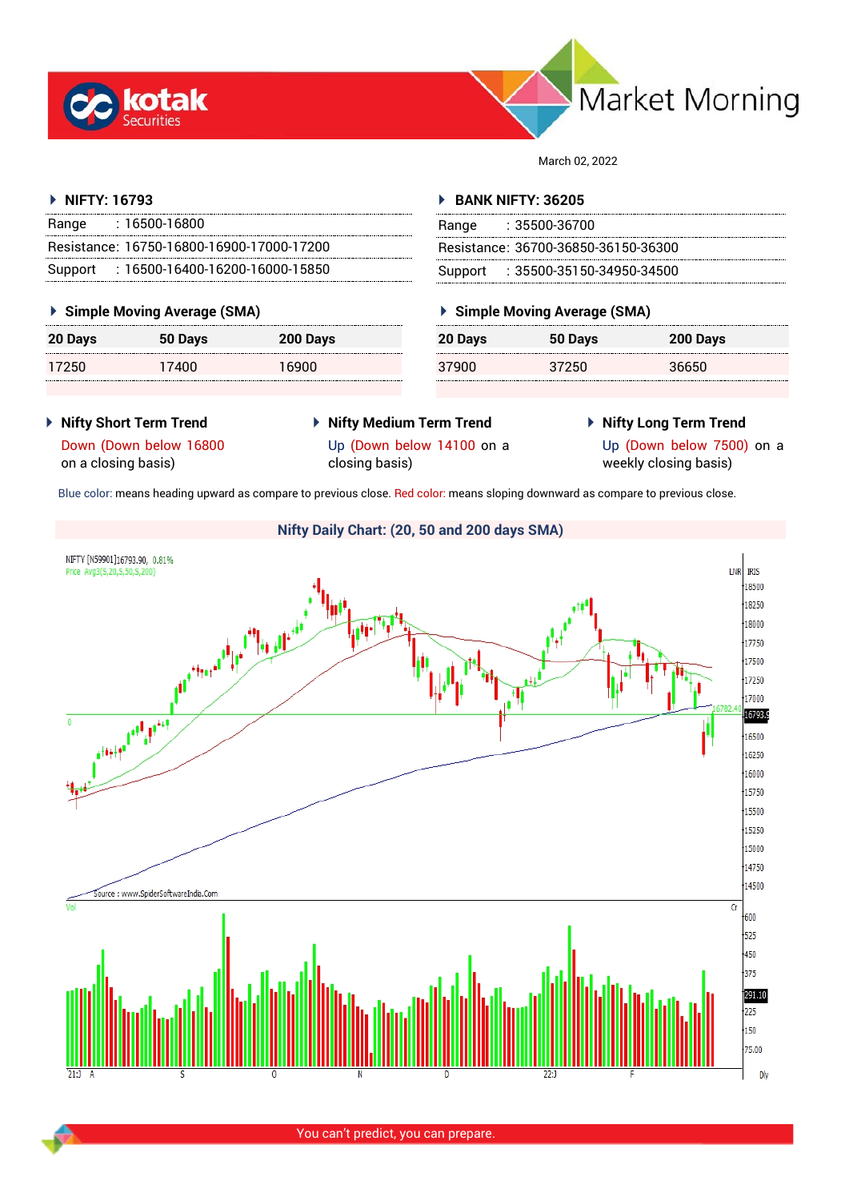# Market Morning

March 02, 2022

### NIFTY: 16793

| | |
|---|---|
| Range | : 16500-16800 |
| Resistance: | 16750-16800-16900-17000-17200 |
| Support | : 16500-16400-16200-16000-15850 |

### Simple Moving Average (SMA)

| 20 Days | 50 Days | 200 Days |
|---|---|---|
| 17250 | 17400 | 16900 |

### BANK NIFTY: 36205

| | |
|---|---|
| Range | : 35500-36700 |
| Resistance: | 36700-36850-36150-36300 |
| Support | : 35500-35150-34950-34500 |

### Simple Moving Average (SMA)

| 20 Days | 50 Days | 200 Days |
|---|---|---|
| 37900 | 37250 | 36650 |

### Nifty Short Term Trend

Down (Down below 16800 on a closing basis)

### Nifty Medium Term Trend

Up (Down below 14100 on a closing basis)

### Nifty Long Term Trend

Up (Down below 7500) on a weekly closing basis)

Blue color: means heading upward as compare to previous close. Red color: means sloping downward as compare to previous close.

### Nifty Daily Chart: (20, 50 and 200 days SMA)

You can't predict, you can prepare.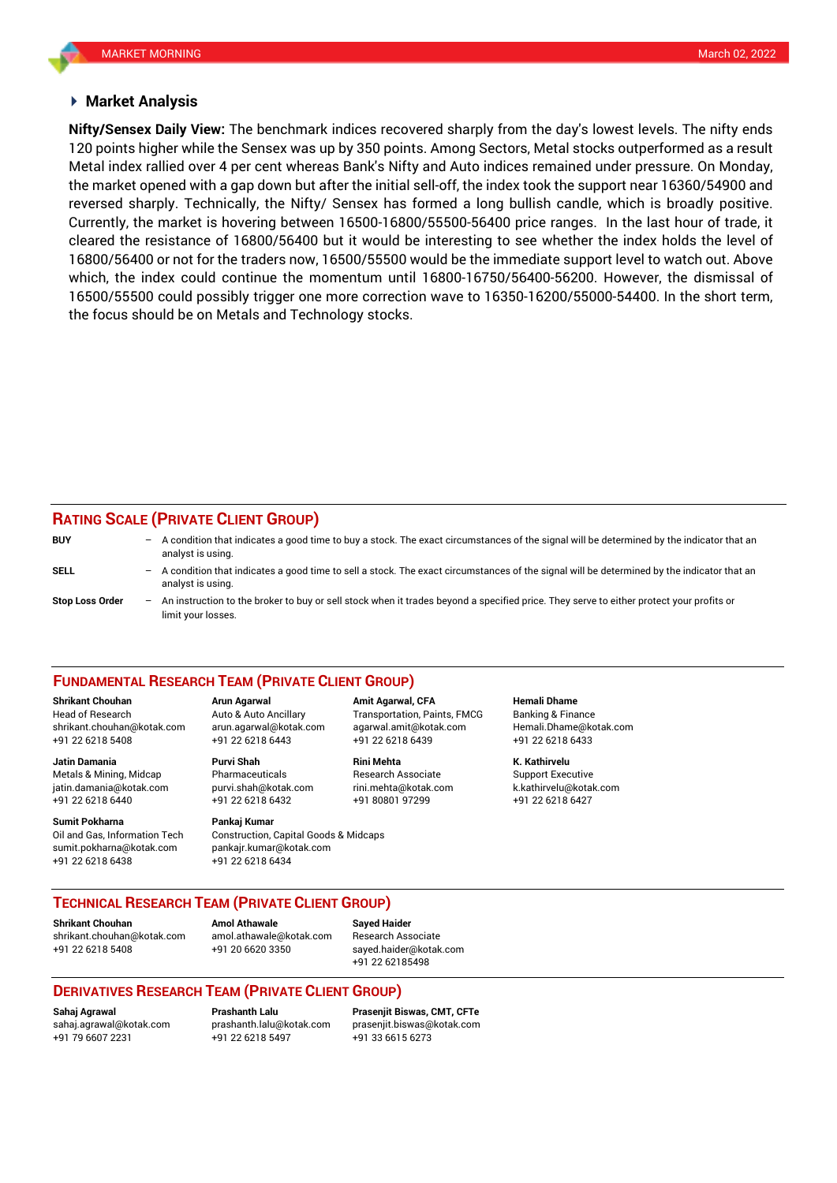## Market Analysis

**Nifty/Sensex Daily View:** The benchmark indices recovered sharply from the day's lowest levels. The nifty ends 120 points higher while the Sensex was up by 350 points. Among Sectors, Metal stocks outperformed as a result Metal index rallied over 4 per cent whereas Bank's Nifty and Auto indices remained under pressure. On Monday, the market opened with a gap down but after the initial sell-off, the index took the support near 16360/54900 and reversed sharply. Technically, the Nifty/ Sensex has formed a long bullish candle, which is broadly positive. Currently, the market is hovering between 16500-16800/55500-56400 price ranges. In the last hour of trade, it cleared the resistance of 16800/56400 but it would be interesting to see whether the index holds the level of 16800/56400 or not for the traders now, 16500/55500 would be the immediate support level to watch out. Above which, the index could continue the momentum until 16800-16750/56400-56200. However, the dismissal of 16500/55500 could possibly trigger one more correction wave to 16350-16200/55000-54400. In the short term, the focus should be on Metals and Technology stocks.

## RATING SCALE (PRIVATE CLIENT GROUP)

**BUY** – A condition that indicates a good time to buy a stock. The exact circumstances of the signal will be determined by the indicator that an analyst is using.

**SELL** – A condition that indicates a good time to sell a stock. The exact circumstances of the signal will be determined by the indicator that an analyst is using.

**Stop Loss Order** – An instruction to the broker to buy or sell stock when it trades beyond a specified price. They serve to either protect your profits or limit your losses.

## FUNDAMENTAL RESEARCH TEAM (PRIVATE CLIENT GROUP)

**Shrikant Chouhan**
Head of Research
shrikant.chouhan@kotak.com
+91 22 6218 5408

**Arun Agarwal**
Auto & Auto Ancillary
arun.agarwal@kotak.com
+91 22 6218 6443

**Amit Agarwal, CFA**
Transportation, Paints, FMCG
agarwal.amit@kotak.com
+91 22 6218 6439

**Hemali Dhame**
Banking & Finance
Hemali.Dhame@kotak.com
+91 22 6218 6433

**Jatin Damania**
Metals & Mining, Midcap
jatin.damania@kotak.com
+91 22 6218 6440

**Purvi Shah**
Pharmaceuticals
purvi.shah@kotak.com
+91 22 6218 6432

**Rini Mehta**
Research Associate
rini.mehta@kotak.com
+91 80801 97299

**K. Kathirvelu**
Support Executive
k.kathirvelu@kotak.com
+91 22 6218 6427

**Sumit Pokharna**
Oil and Gas, Information Tech
sumit.pokharna@kotak.com
+91 22 6218 6438

**Pankaj Kumar**
Construction, Capital Goods & Midcaps
pankajr.kumar@kotak.com
+91 22 6218 6434

## TECHNICAL RESEARCH TEAM (PRIVATE CLIENT GROUP)

**Shrikant Chouhan**
shrikant.chouhan@kotak.com
+91 22 6218 5408

**Amol Athawale**
amol.athawale@kotak.com
+91 20 6620 3350

**Sayed Haider**
Research Associate
sayed.haider@kotak.com
+91 22 62185498

## DERIVATIVES RESEARCH TEAM (PRIVATE CLIENT GROUP)

**Sahaj Agrawal**
sahaj.agrawal@kotak.com
+91 79 6607 2231

**Prashanth Lalu**
prashanth.lalu@kotak.com
+91 22 6218 5497

**Prasenjit Biswas, CMT, CFTe**
prasenjit.biswas@kotak.com
+91 33 6615 6273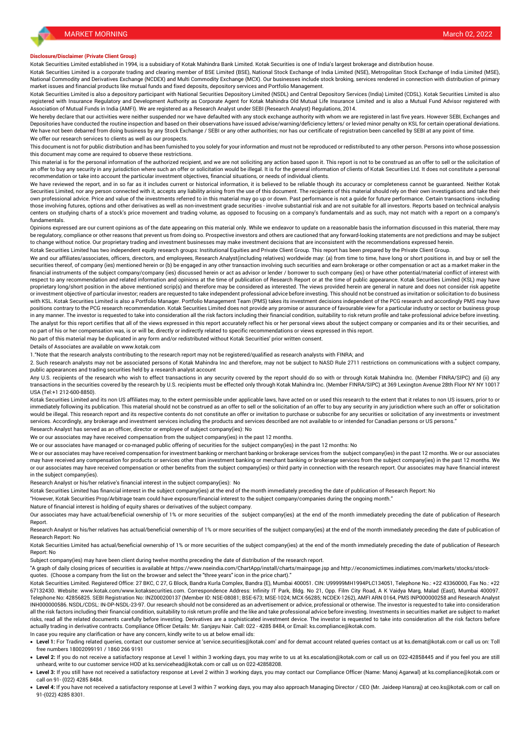**Disclosure/Disclaimer (Private Client Group)**

Kotak Securities Limited established in 1994, is a subsidiary of Kotak Mahindra Bank Limited. Kotak Securities is one of India's largest brokerage and distribution house.

Kotak Securities Limited is a corporate trading and clearing member of BSE Limited (BSE), National Stock Exchange of India Limited (NSE), Metropolitan Stock Exchange of India Limited (MSE), National Commodity and Derivatives Exchange (NCDEX) and Multi Commodity Exchange (MCX). Our businesses include stock broking, services rendered in connection with distribution of primary market issues and financial products like mutual funds and fixed deposits, depository services and Portfolio Management.

Kotak Securities Limited is also a depository participant with National Securities Depository Limited (NSDL) and Central Depository Services (India) Limited (CDSL). Kotak Securities Limited is also registered with Insurance Regulatory and Development Authority as Corporate Agent for Kotak Mahindra Old Mutual Life Insurance Limited and is also a Mutual Fund Advisor registered with Association of Mutual Funds in India (AMFI). We are registered as a Research Analyst under SEBI (Research Analyst) Regulations, 2014.

We hereby declare that our activities were neither suspended nor we have defaulted with any stock exchange authority with whom we are registered in last five years. However SEBI, Exchanges and Depositories have conducted the routine inspection and based on their observations have issued advise/warning/deficiency letters/ or levied minor penalty on KSL for certain operational deviations. We have not been debarred from doing business by any Stock Exchange / SEBI or any other authorities; nor has our certificate of registration been cancelled by SEBI at any point of time.

We offer our research services to clients as well as our prospects.

This document is not for public distribution and has been furnished to you solely for your information and must not be reproduced or redistributed to any other person. Persons into whose possession this document may come are required to observe these restrictions.

This material is for the personal information of the authorized recipient, and we are not soliciting any action based upon it. This report is not to be construed as an offer to sell or the solicitation of an offer to buy any security in any jurisdiction where such an offer or solicitation would be illegal. It is for the general information of clients of Kotak Securities Ltd. It does not constitute a personal recommendation or take into account the particular investment objectives, financial situations, or needs of individual clients.

We have reviewed the report, and in so far as it includes current or historical information, it is believed to be reliable though its accuracy or completeness cannot be guaranteed. Neither Kotak Securities Limited, nor any person connected with it, accepts any liability arising from the use of this document. The recipients of this material should rely on their own investigations and take their own professional advice. Price and value of the investments referred to in this material may go up or down. Past performance is not a guide for future performance. Certain transactions -including those involving futures, options and other derivatives as well as non-investment grade securities - involve substantial risk and are not suitable for all investors. Reports based on technical analysis centers on studying charts of a stock's price movement and trading volume, as opposed to focusing on a company's fundamentals and as such, may not match with a report on a company's fundamentals.

Opinions expressed are our current opinions as of the date appearing on this material only. While we endeavor to update on a reasonable basis the information discussed in this material, there may be regulatory, compliance or other reasons that prevent us from doing so. Prospective investors and others are cautioned that any forward-looking statements are not predictions and may be subject to change without notice. Our proprietary trading and investment businesses may make investment decisions that are inconsistent with the recommendations expressed herein.

Kotak Securities Limited has two independent equity research groups: Institutional Equities and Private Client Group. This report has been prepared by the Private Client Group.

We and our affiliates/associates, officers, directors, and employees, Research Analyst(including relatives) worldwide may: (a) from time to time, have long or short positions in, and buy or sell the securities thereof, of company (ies) mentioned herein or (b) be engaged in any other transaction involving such securities and earn brokerage or other compensation or act as a market maker in the financial instruments of the subject company/company (ies) discussed herein or act as advisor or lender / borrower to such company (ies) or have other potential/material conflict of interest with respect to any recommendation and related information and opinions at the time of publication of Research Report or at the time of public appearance. Kotak Securities Limited (KSL) may have proprietary long/short position in the above mentioned scrip(s) and therefore may be considered as interested. The views provided herein are general in nature and does not consider risk appetite or investment objective of particular investor; readers are requested to take independent professional advice before investing. This should not be construed as invitation or solicitation to do business with KSL. Kotak Securities Limited is also a Portfolio Manager. Portfolio Management Team (PMS) takes its investment decisions independent of the PCG research and accordingly PMS may have positions contrary to the PCG research recommendation. Kotak Securities Limited does not provide any promise or assurance of favourable view for a particular industry or sector or business group in any manner. The investor is requested to take into consideration all the risk factors including their financial condition, suitability to risk return profile and take professional advice before investing.

The analyst for this report certifies that all of the views expressed in this report accurately reflect his or her personal views about the subject company or companies and its or their securities, and no part of his or her compensation was, is or will be, directly or indirectly related to specific recommendations or views expressed in this report.

No part of this material may be duplicated in any form and/or redistributed without Kotak Securities' prior written consent.

Details of Associates are available on www.kotak.com

1."Note that the research analysts contributing to the research report may not be registered/qualified as research analysts with FINRA; and

2. Such research analysts may not be associated persons of Kotak Mahindra Inc and therefore, may not be subject to NASD Rule 2711 restrictions on communications with a subject company, public appearances and trading securities held by a research analyst account

Any U.S. recipients of the research who wish to effect transactions in any security covered by the report should do so with or through Kotak Mahindra Inc. (Member FINRA/SIPC) and (ii) any transactions in the securities covered by the research by U.S. recipients must be effected only through Kotak Mahindra Inc. (Member FINRA/SIPC) at 369 Lexington Avenue 28th Floor NY NY 10017 USA (Tel:+1 212-600-8850).

Kotak Securities Limited and its non US affiliates may, to the extent permissible under applicable laws, have acted on or used this research to the extent that it relates to non US issuers, prior to or immediately following its publication. This material should not be construed as an offer to sell or the solicitation of an offer to buy any security in any jurisdiction where such an offer or solicitation would be illegal. This research report and its respective contents do not constitute an offer or invitation to purchase or subscribe for any securities or solicitation of any investments or investment services. Accordingly, any brokerage and investment services including the products and services described are not available to or intended for Canadian persons or US persons."

Research Analyst has served as an officer, director or employee of subject company(ies): No

We or our associates may have received compensation from the subject company(ies) in the past 12 months.

We or our associates have managed or co-managed public offering of securities for the subject company(ies) in the past 12 months: No

We or our associates may have received compensation for investment banking or merchant banking or brokerage services from the subject company(ies) in the past 12 months. We or our associates may have received any compensation for products or services other than investment banking or merchant banking or brokerage services from the subject company(ies) in the past 12 months. We or our associates may have received compensation or other benefits from the subject company(ies) or third party in connection with the research report. Our associates may have financial interest in the subject company(ies).

Research Analyst or his/her relative's financial interest in the subject company(ies): No

Kotak Securities Limited has financial interest in the subject company(ies) at the end of the month immediately preceding the date of publication of Research Report: No

"However, Kotak Securities Prop/Arbitrage team could have exposure/financial interest to the subject company/companies during the ongoing month."

Nature of financial interest is holding of equity shares or derivatives of the subject company.

Our associates may have actual/beneficial ownership of 1% or more securities of the subject company(ies) at the end of the month immediately preceding the date of publication of Research Report.

Research Analyst or his/her relatives has actual/beneficial ownership of 1% or more securities of the subject company(ies) at the end of the month immediately preceding the date of publication of Research Report: No

Kotak Securities Limited has actual/beneficial ownership of 1% or more securities of the subject company(ies) at the end of the month immediately preceding the date of publication of Research Report: No

Subject company(ies) may have been client during twelve months preceding the date of distribution of the research report.

"A graph of daily closing prices of securities is available at https://www.nseindia.com/ChartApp/install/charts/mainpage.jsp and http://economictimes.indiatimes.com/markets/stocks/stock-quotes. (Choose a company from the list on the browser and select the "three years" icon in the price chart)."

Kotak Securities Limited. Registered Office: 27 BKC, C 27, G Block, Bandra Kurla Complex, Bandra (E), Mumbai 400051. CIN: U99999MH1994PLC134051, Telephone No.: +22 43360000, Fax No.: +22 67132430. Website: www.kotak.com/www.kotaksecurities.com. Correspondence Address: Infinity IT Park, Bldg. No 21, Opp. Film City Road, A K Vaidya Marg, Malad (East), Mumbai 400097. Telephone No: 42856825. SEBI Registration No: INZ000200137 (Member ID: NSE-08081; BSE-673; MSE-1024; MCX-56285; NCDEX-1262), AMFI ARN 0164, PMS INP000000258 and Research Analyst INH000000586. NSDL/CDSL: IN-DP-NSDL-23-97. Our research should not be considered as an advertisement or advice, professional or otherwise. The investor is requested to take into consideration all the risk factors including their financial condition, suitability to risk return profile and the like and take professional advice before investing. Investments in securities market are subject to market risks, read all the related documents carefully before investing. Derivatives are a sophisticated investment device. The investor is requested to take into consideration all the risk factors before actually trading in derivative contracts. Compliance Officer Details: Mr. Sanjayu Nair. Call: 022 - 4285 8484, or Email: ks.compliance@kotak.com.

In case you require any clarification or have any concern, kindly write to us at below email ids:

- **Level 1:** For Trading related queries, contact our customer service at 'service.securities@kotak.com' and for demat account related queries contact us at ks.demat@kotak.com or call us on: Toll free numbers 18002099191 / 1860 266 9191
- **Level 2:** If you do not receive a satisfactory response at Level 1 within 3 working days, you may write to us at ks.escalation@kotak.com or call us on 022-42858445 and if you feel you are still unheard, write to our customer service HOD at ks.servicehead@kotak.com or call us on 022-42858208.
- **Level 3:** If you still have not received a satisfactory response at Level 2 within 3 working days, you may contact our Compliance Officer (Name: Manoj Agarwal) at ks.compliance@kotak.com or call on 91- (022) 4285 8484.
- **Level 4:** If you have not received a satisfactory response at Level 3 within 7 working days, you may also approach Managing Director / CEO (Mr. Jaideep Hansraj) at ceo.ks@kotak.com or call on 91-(022) 4285 8301.